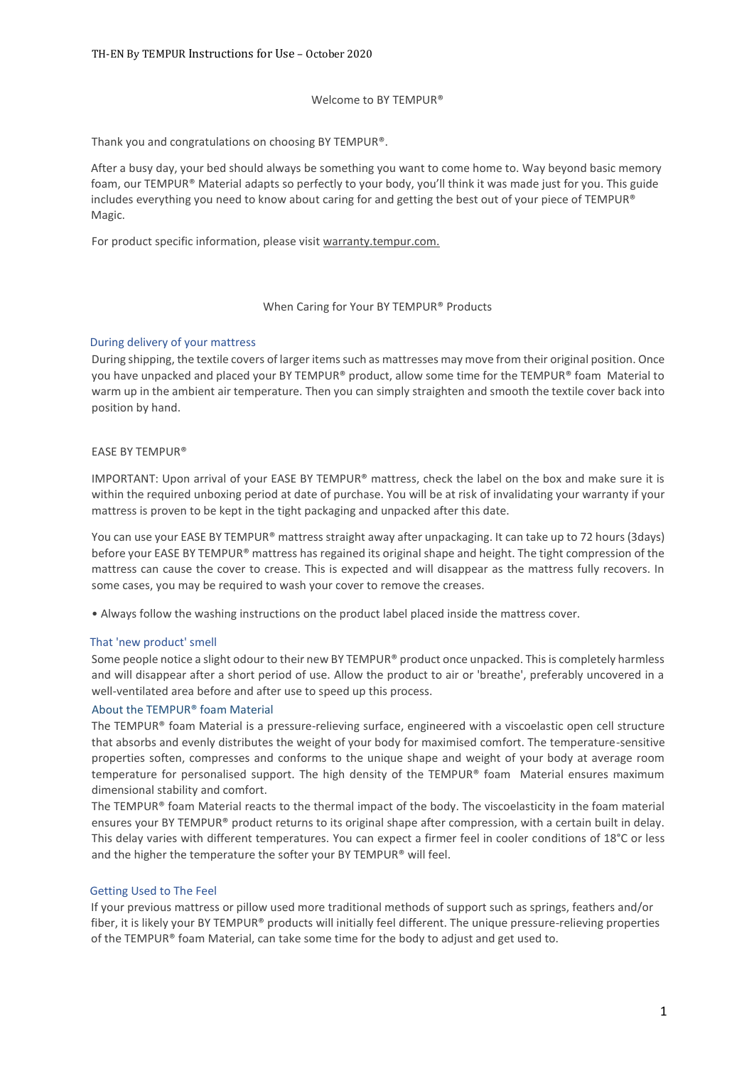# Welcome to BY TEMPUR®

Thank you and congratulations on choosing BY TEMPUR®.

After a busy day, your bed should always be something you want to come home to. Way beyond basic memory foam, our TEMPUR® Material adapts so perfectly to your body, you'll think it was made just for you. This guide includes everything you need to know about caring for and getting the best out of your piece of TEMPUR® Magic.

For product specific information, please visit warranty.tempur.com.

## When Caring for Your BY TEMPUR® Products

### During delivery of your mattress

During shipping, the textile covers of larger items such as mattresses may move from their original position. Once you have unpacked and placed your BY TEMPUR® product, allow some time for the TEMPUR® foam Material to warm up in the ambient air temperature. Then you can simply straighten and smooth the textile cover back into position by hand.

### EASE BY TEMPUR®

IMPORTANT: Upon arrival of your EASE BY TEMPUR® mattress, check the label on the box and make sure it is within the required unboxing period at date of purchase. You will be at risk of invalidating your warranty if your mattress is proven to be kept in the tight packaging and unpacked after this date.

You can use your EASE BY TEMPUR® mattress straight away after unpackaging. It can take up to 72 hours (3days) before your EASE BY TEMPUR® mattress has regained its original shape and height. The tight compression of the mattress can cause the cover to crease. This is expected and will disappear as the mattress fully recovers. In some cases, you may be required to wash your cover to remove the creases.

- Always follow the washing instructions on the product label placed inside the mattress cover.

### That 'new product' smell

Some people notice a slight odour to their new BY TEMPUR® product once unpacked. This is completely harmless and will disappear after a short period of use. Allow the product to air or 'breathe', preferably uncovered in a well-ventilated area before and after use to speed up this process.

### About the TEMPUR® foam Material

The TEMPUR® foam Material is a pressure-relieving surface, engineered with a viscoelastic open cell structure that absorbs and evenly distributes the weight of your body for maximised comfort. The temperature-sensitive properties soften, compresses and conforms to the unique shape and weight of your body at average room temperature for personalised support. The high density of the TEMPUR® foam Material ensures maximum dimensional stability and comfort.

The TEMPUR® foam Material reacts to the thermal impact of the body. The viscoelasticity in the foam material ensures your BY TEMPUR® product returns to its original shape after compression, with a certain built in delay. This delay varies with different temperatures. You can expect a firmer feel in cooler conditions of 18°C or less and the higher the temperature the softer your BY TEMPUR® will feel.

### Getting Used to The Feel

If your previous mattress or pillow used more traditional methods of support such as springs, feathers and/or fiber, it is likely your BY TEMPUR® products will initially feel different. The unique pressure-relieving properties of the TEMPUR® foam Material, can take some time for the body to adjust and get used to.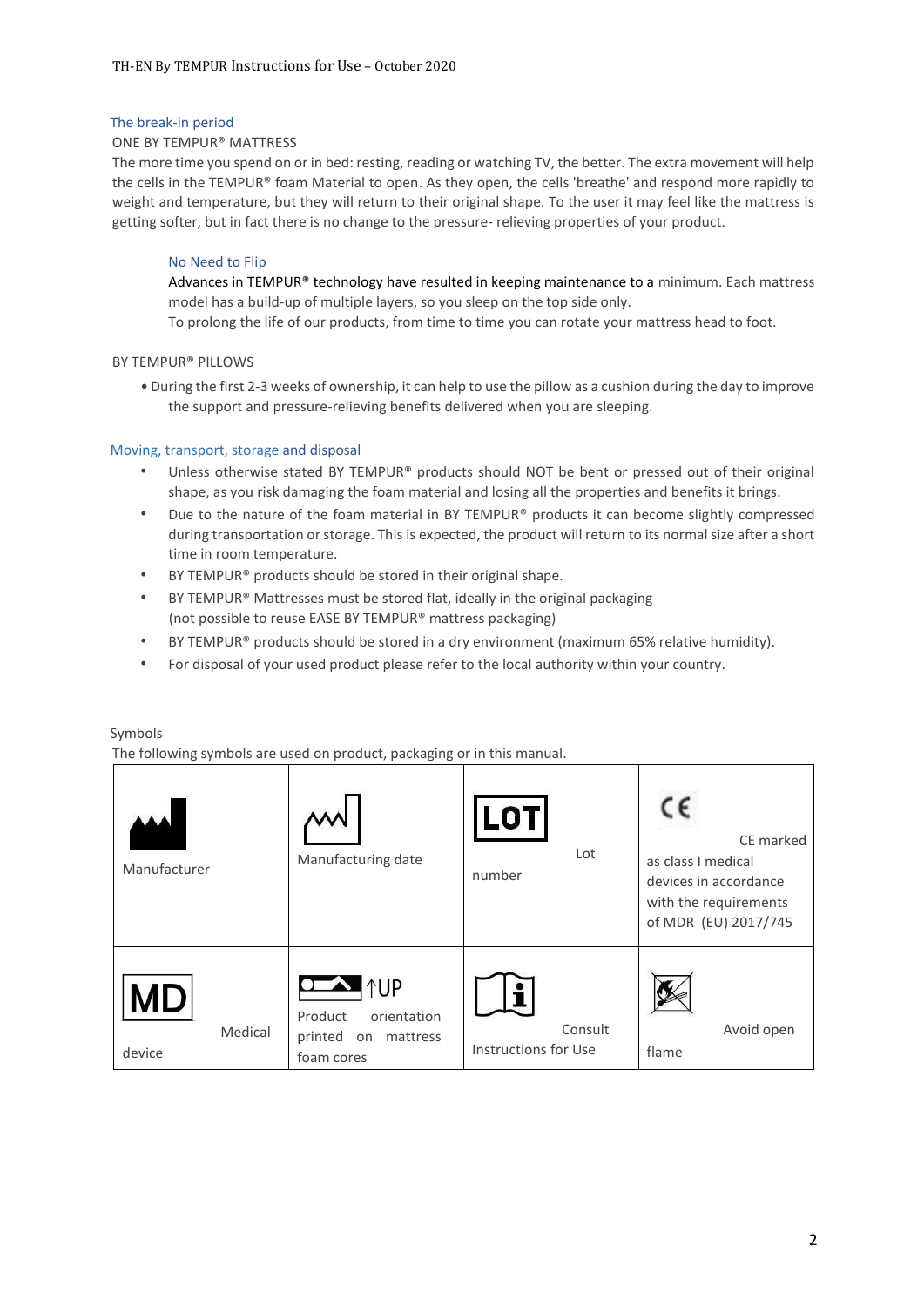## The break-in period

ONE BY TEMPUR® MATTRESS

The more time you spend on or in bed: resting, reading or watching TV, the better. The extra movement will help the cells in the TEMPUR® foam Material to open. As they open, the cells 'breathe' and respond more rapidly to weight and temperature, but they will return to their original shape. To the user it may feel like the mattress is getting softer, but in fact there is no change to the pressure- relieving properties of your product.

### No Need to Flip

Advances in TEMPUR® technology have resulted in keeping maintenance to a minimum. Each mattress model has a build-up of multiple layers, so you sleep on the top side only.
To prolong the life of our products, from time to time you can rotate your mattress head to foot.

BY TEMPUR® PILLOWS

- During the first 2-3 weeks of ownership, it can help to use the pillow as a cushion during the day to improve the support and pressure-relieving benefits delivered when you are sleeping.

## Moving, transport, storage and disposal

- Unless otherwise stated BY TEMPUR® products should NOT be bent or pressed out of their original shape, as you risk damaging the foam material and losing all the properties and benefits it brings.
- Due to the nature of the foam material in BY TEMPUR® products it can become slightly compressed during transportation or storage. This is expected, the product will return to its normal size after a short time in room temperature.
- BY TEMPUR® products should be stored in their original shape.
- BY TEMPUR® Mattresses must be stored flat, ideally in the original packaging (not possible to reuse EASE BY TEMPUR® mattress packaging)
- BY TEMPUR® products should be stored in a dry environment (maximum 65% relative humidity).
- For disposal of your used product please refer to the local authority within your country.

Symbols

The following symbols are used on product, packaging or in this manual.

| | | | |
|---|---|---|---|
| Manufacturer | Manufacturing date | LOT Lot number | CE CE marked as class I medical devices in accordance with the requirements of MDR (EU) 2017/745 |
| MD Medical device | ↑UP Product orientation printed on mattress foam cores | Consult Instructions for Use | Avoid open flame |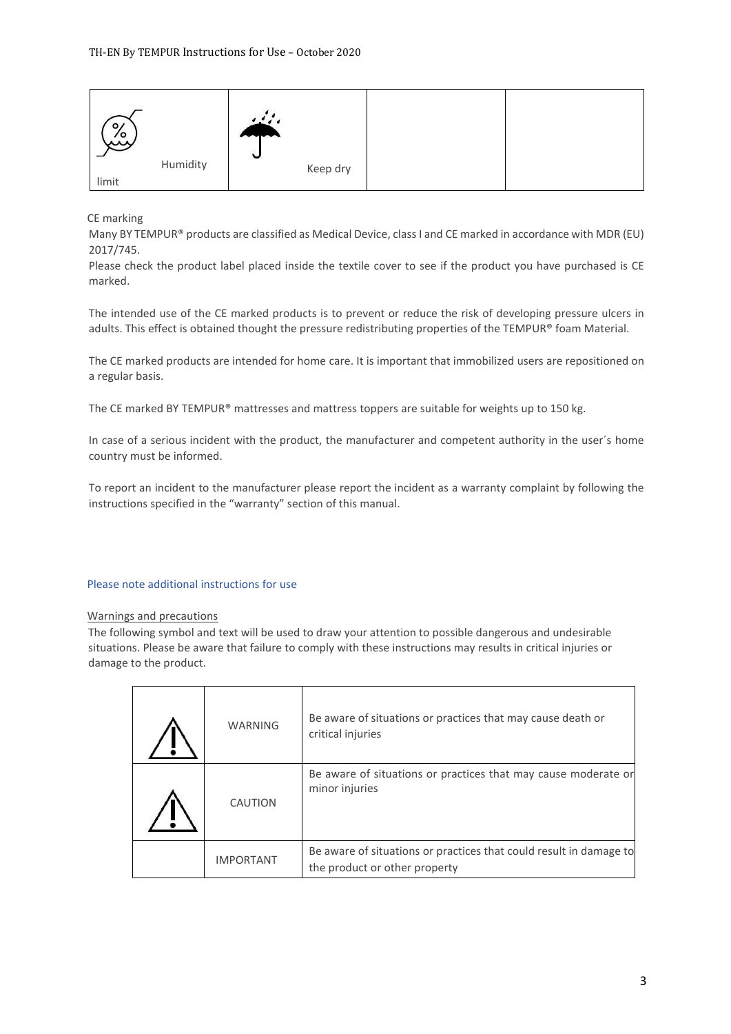| Humidity limit | Keep dry | | |
|---|---|---|---|

CE marking

Many BY TEMPUR® products are classified as Medical Device, class I and CE marked in accordance with MDR (EU) 2017/745.

Please check the product label placed inside the textile cover to see if the product you have purchased is CE marked.

The intended use of the CE marked products is to prevent or reduce the risk of developing pressure ulcers in adults. This effect is obtained thought the pressure redistributing properties of the TEMPUR® foam Material.

The CE marked products are intended for home care. It is important that immobilized users are repositioned on a regular basis.

The CE marked BY TEMPUR® mattresses and mattress toppers are suitable for weights up to 150 kg.

In case of a serious incident with the product, the manufacturer and competent authority in the user´s home country must be informed.

To report an incident to the manufacturer please report the incident as a warranty complaint by following the instructions specified in the "warranty" section of this manual.

Please note additional instructions for use

Warnings and precautions

The following symbol and text will be used to draw your attention to possible dangerous and undesirable situations. Please be aware that failure to comply with these instructions may results in critical injuries or damage to the product.

| | | |
|---|---|---|
| ⚠ | WARNING | Be aware of situations or practices that may cause death or critical injuries |
| ⚠ | CAUTION | Be aware of situations or practices that may cause moderate or minor injuries |
| | IMPORTANT | Be aware of situations or practices that could result in damage to the product or other property |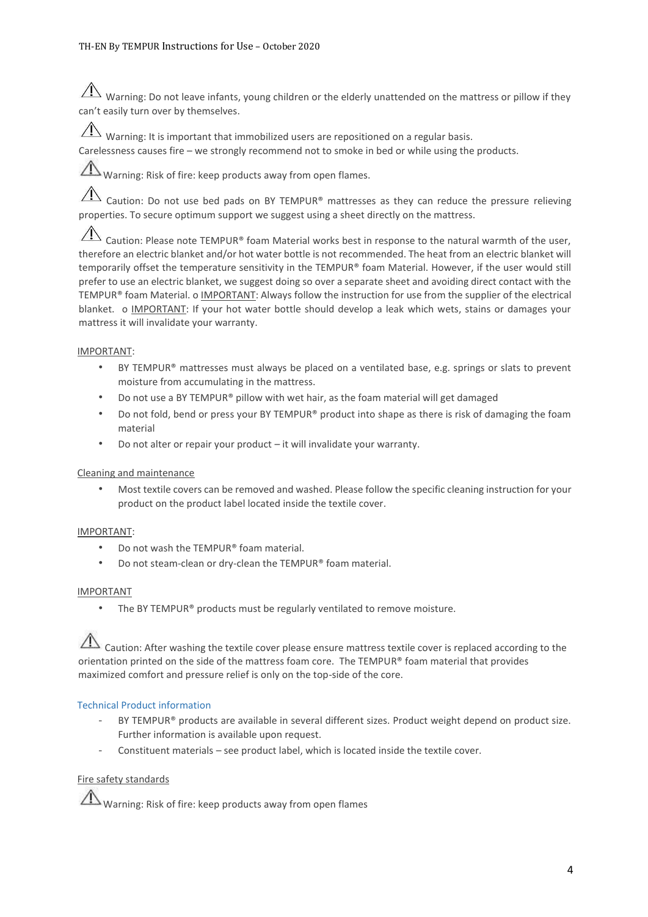⚠ Warning: Do not leave infants, young children or the elderly unattended on the mattress or pillow if they can't easily turn over by themselves.

⚠ Warning: It is important that immobilized users are repositioned on a regular basis.
Carelessness causes fire – we strongly recommend not to smoke in bed or while using the products.

⚠ Warning: Risk of fire: keep products away from open flames.

⚠ Caution: Do not use bed pads on BY TEMPUR® mattresses as they can reduce the pressure relieving properties. To secure optimum support we suggest using a sheet directly on the mattress.

⚠ Caution: Please note TEMPUR® foam Material works best in response to the natural warmth of the user, therefore an electric blanket and/or hot water bottle is not recommended. The heat from an electric blanket will temporarily offset the temperature sensitivity in the TEMPUR® foam Material. However, if the user would still prefer to use an electric blanket, we suggest doing so over a separate sheet and avoiding direct contact with the TEMPUR® foam Material. o IMPORTANT: Always follow the instruction for use from the supplier of the electrical blanket. o IMPORTANT: If your hot water bottle should develop a leak which wets, stains or damages your mattress it will invalidate your warranty.

IMPORTANT:

- BY TEMPUR® mattresses must always be placed on a ventilated base, e.g. springs or slats to prevent moisture from accumulating in the mattress.
- Do not use a BY TEMPUR® pillow with wet hair, as the foam material will get damaged
- Do not fold, bend or press your BY TEMPUR® product into shape as there is risk of damaging the foam material
- Do not alter or repair your product – it will invalidate your warranty.

Cleaning and maintenance

- Most textile covers can be removed and washed. Please follow the specific cleaning instruction for your product on the product label located inside the textile cover.

IMPORTANT:

- Do not wash the TEMPUR® foam material.
- Do not steam-clean or dry-clean the TEMPUR® foam material.

IMPORTANT

- The BY TEMPUR® products must be regularly ventilated to remove moisture.

⚠ Caution: After washing the textile cover please ensure mattress textile cover is replaced according to the orientation printed on the side of the mattress foam core. The TEMPUR® foam material that provides maximized comfort and pressure relief is only on the top-side of the core.

## Technical Product information

- BY TEMPUR® products are available in several different sizes. Product weight depend on product size. Further information is available upon request.
- Constituent materials – see product label, which is located inside the textile cover.

Fire safety standards

⚠ Warning: Risk of fire: keep products away from open flames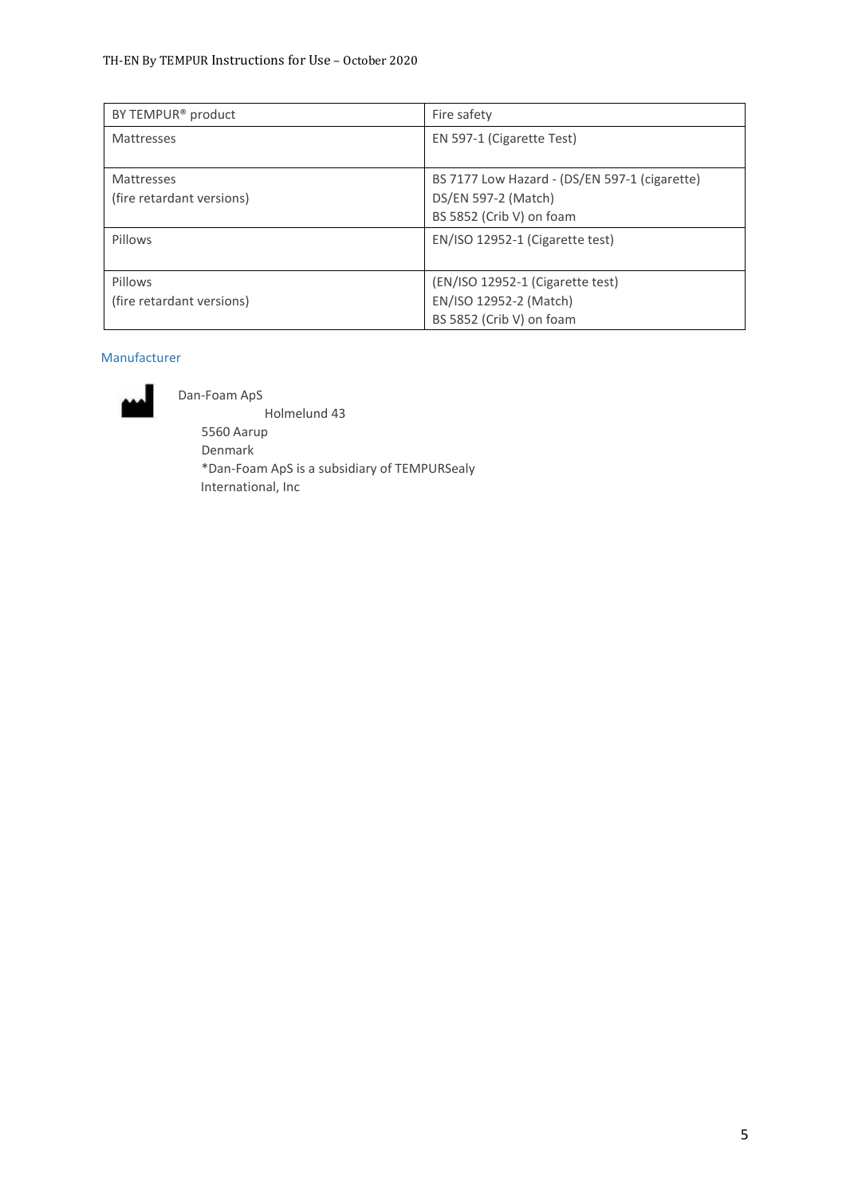| BY TEMPUR® product | Fire safety |
|---|---|
| Mattresses | EN 597-1 (Cigarette Test) |
| Mattresses<br>(fire retardant versions) | BS 7177 Low Hazard - (DS/EN 597-1 (cigarette)<br>DS/EN 597-2 (Match)<br>BS 5852 (Crib V) on foam |
| Pillows | EN/ISO 12952-1 (Cigarette test) |
| Pillows<br>(fire retardant versions) | (EN/ISO 12952-1 (Cigarette test)<br>EN/ISO 12952-2 (Match)<br>BS 5852 (Crib V) on foam |

### Manufacturer

Dan-Foam ApS
Holmelund 43
5560 Aarup
Denmark
*Dan-Foam ApS is a subsidiary of TEMPURSealy International, Inc